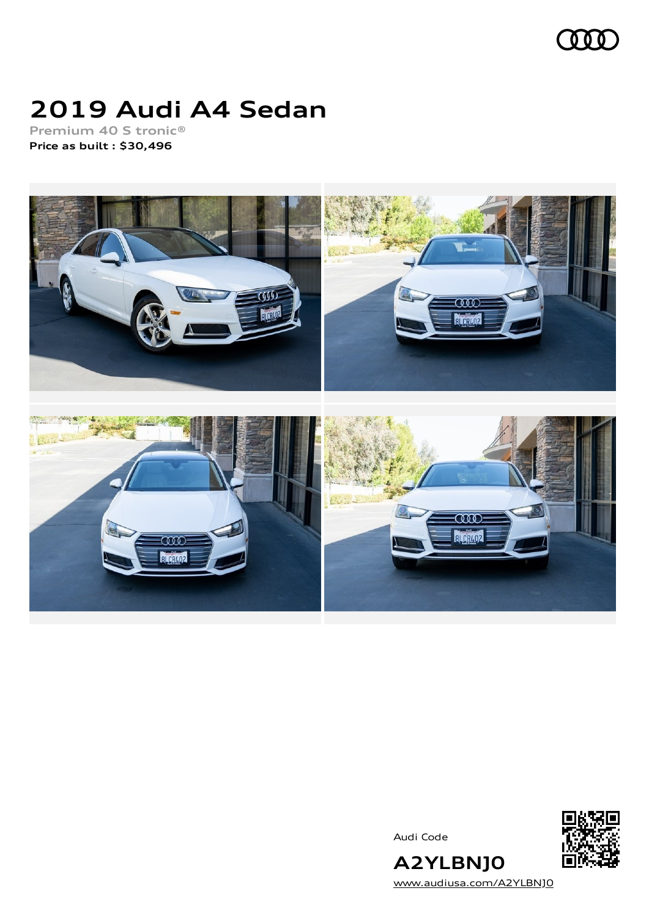# 2019 Audi A4 Sedan

Premium 40 S tronic®

**Price as built : $30,496**

Audi Code

**A2YLBNJ0**

www.audiusa.com/A2YLBNJ0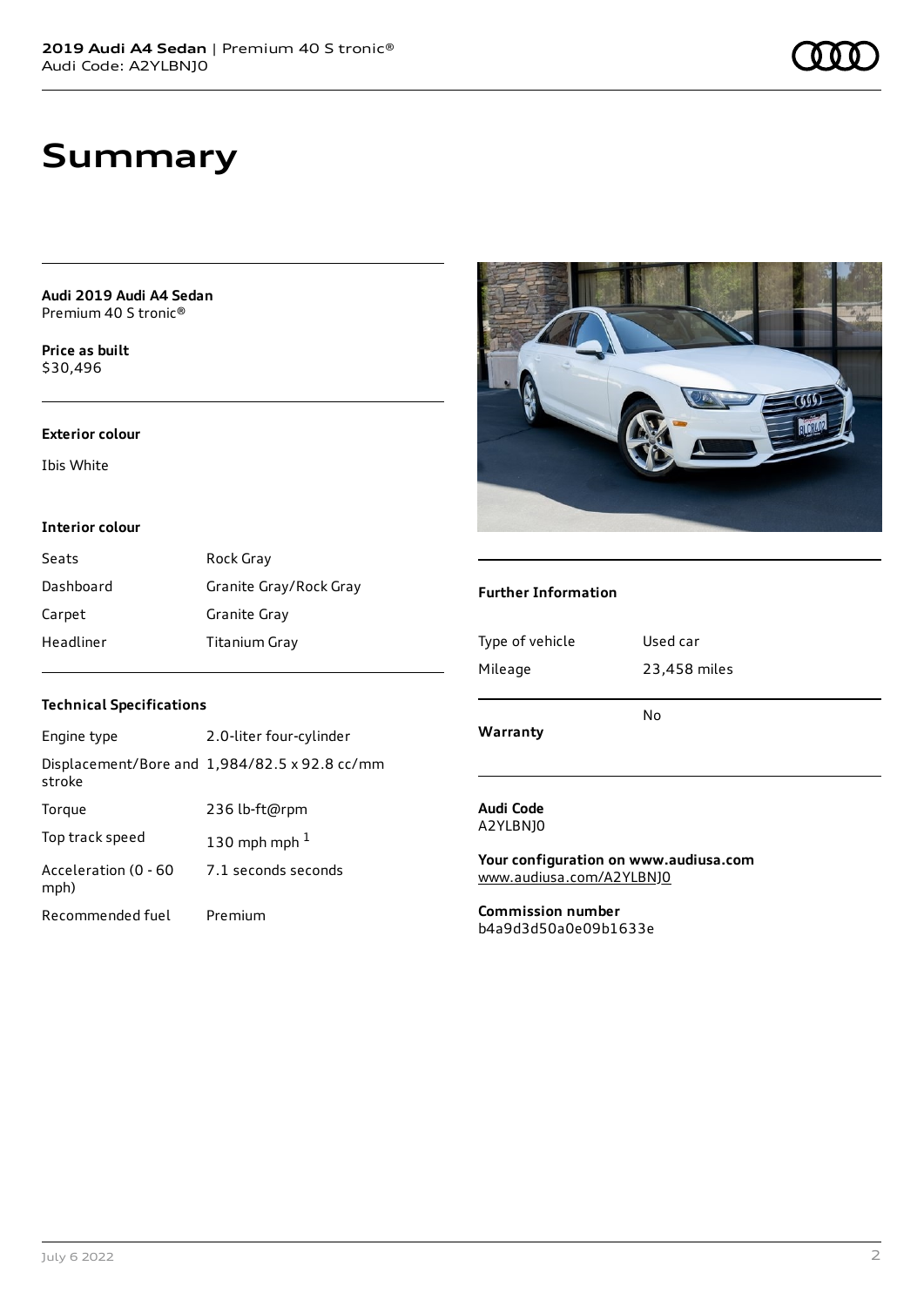# Summary

**Audi 2019 Audi A4 Sedan**
Premium 40 S tronic®

**Price as built**
$30,496

**Exterior colour**

Ibis White

**Interior colour**

| | |
|---|---|
| Seats | Rock Gray |
| Dashboard | Granite Gray/Rock Gray |
| Carpet | Granite Gray |
| Headliner | Titanium Gray |

**Technical Specifications**

| | |
|---|---|
| Engine type | 2.0-liter four-cylinder |
| Displacement/Bore and stroke | 1,984/82.5 x 92.8 cc/mm |
| Torque | 236 lb-ft@rpm |
| Top track speed | 130 mph mph [1] |
| Acceleration (0 - 60 mph) | 7.1 seconds seconds |
| Recommended fuel | Premium |

**Further Information**

| | |
|---|---|
| Type of vehicle | Used car |
| Mileage | 23,458 miles |
| **Warranty** | No |

**Audi Code**
A2YLBNJ0

**Your configuration on www.audiusa.com**
www.audiusa.com/A2YLBNJ0

**Commission number**
b4a9d3d50a0e09b1633e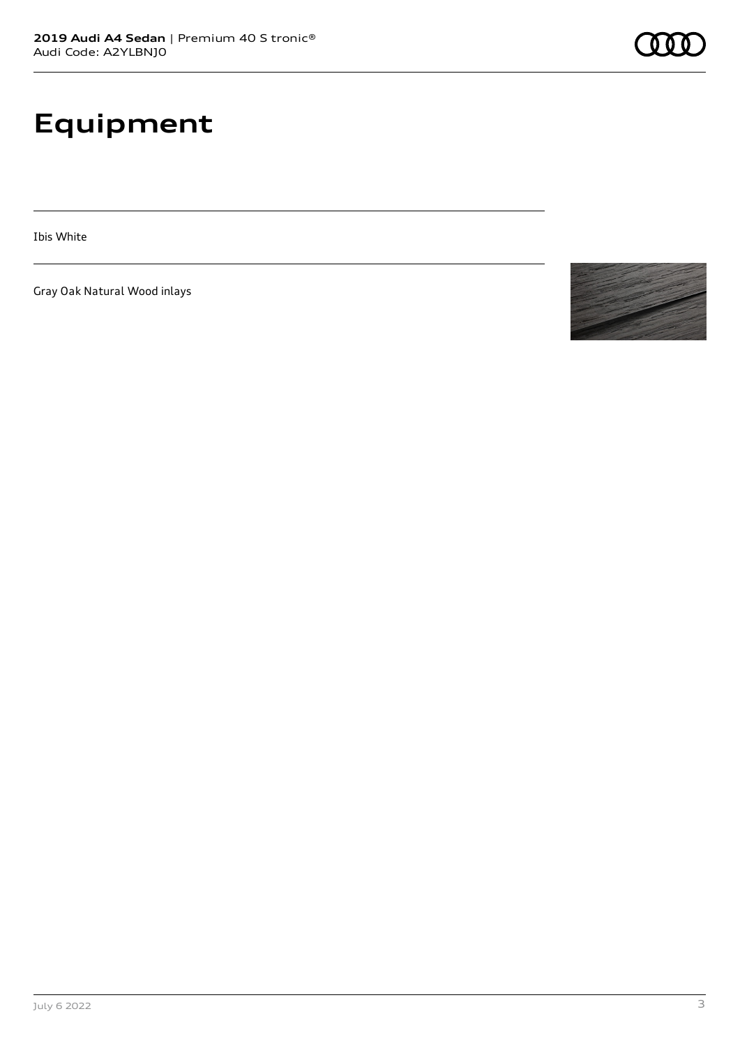# Equipment

Ibis White

Gray Oak Natural Wood inlays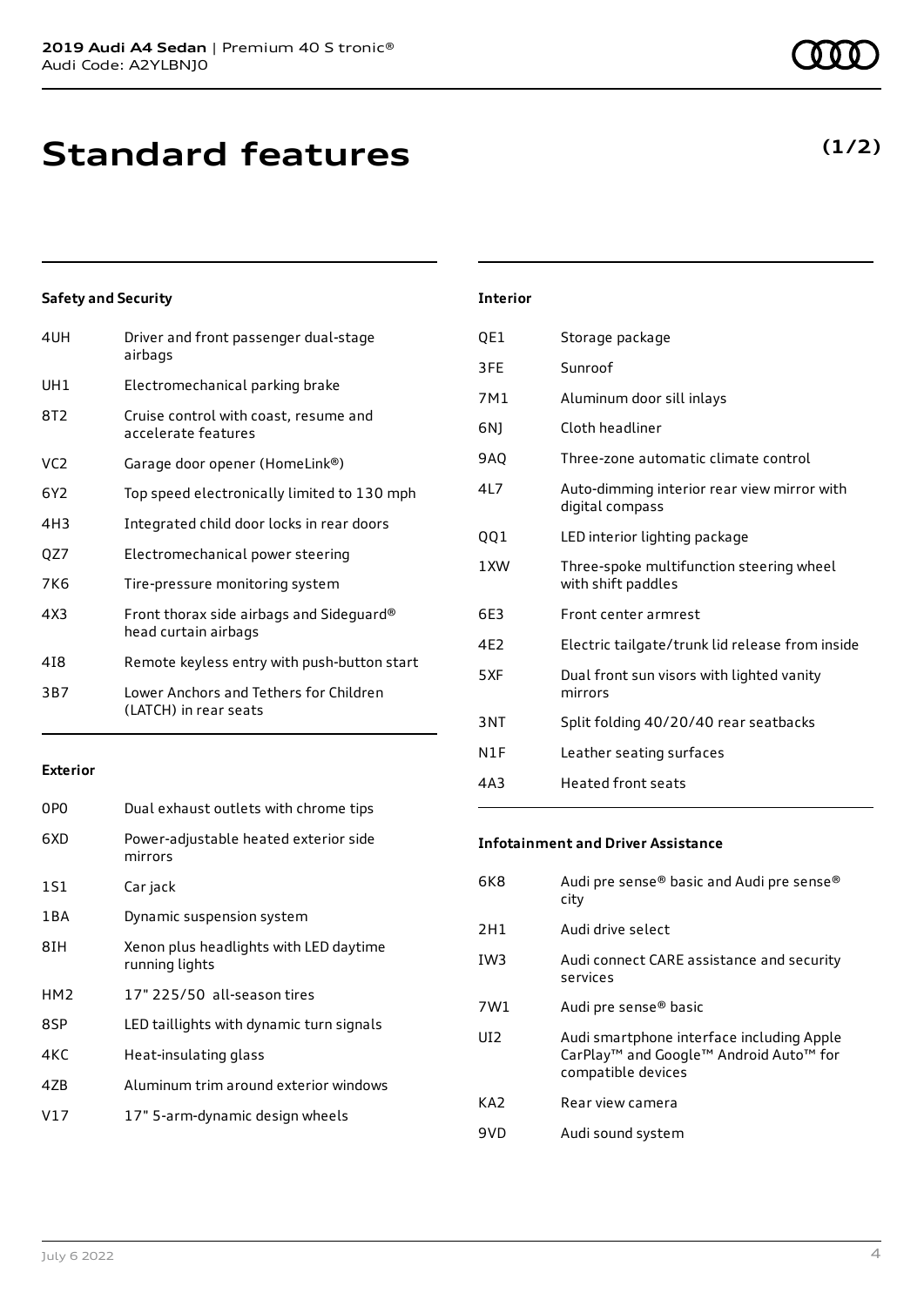# Standard features

**(1/2)**

### Safety and Security

| | |
|---|---|
| 4UH | Driver and front passenger dual-stage airbags |
| UH1 | Electromechanical parking brake |
| 8T2 | Cruise control with coast, resume and accelerate features |
| VC2 | Garage door opener (HomeLink®) |
| 6Y2 | Top speed electronically limited to 130 mph |
| 4H3 | Integrated child door locks in rear doors |
| QZ7 | Electromechanical power steering |
| 7K6 | Tire-pressure monitoring system |
| 4X3 | Front thorax side airbags and Sideguard® head curtain airbags |
| 4I8 | Remote keyless entry with push-button start |
| 3B7 | Lower Anchors and Tethers for Children (LATCH) in rear seats |

### Exterior

| | |
|---|---|
| 0P0 | Dual exhaust outlets with chrome tips |
| 6XD | Power-adjustable heated exterior side mirrors |
| 1S1 | Car jack |
| 1BA | Dynamic suspension system |
| 8IH | Xenon plus headlights with LED daytime running lights |
| HM2 | 17" 225/50 all-season tires |
| 8SP | LED taillights with dynamic turn signals |
| 4KC | Heat-insulating glass |
| 4ZB | Aluminum trim around exterior windows |
| V17 | 17" 5-arm-dynamic design wheels |

### Interior

| | |
|---|---|
| QE1 | Storage package |
| 3FE | Sunroof |
| 7M1 | Aluminum door sill inlays |
| 6NJ | Cloth headliner |
| 9AQ | Three-zone automatic climate control |
| 4L7 | Auto-dimming interior rear view mirror with digital compass |
| QQ1 | LED interior lighting package |
| 1XW | Three-spoke multifunction steering wheel with shift paddles |
| 6E3 | Front center armrest |
| 4E2 | Electric tailgate/trunk lid release from inside |
| 5XF | Dual front sun visors with lighted vanity mirrors |
| 3NT | Split folding 40/20/40 rear seatbacks |
| N1F | Leather seating surfaces |
| 4A3 | Heated front seats |

### Infotainment and Driver Assistance

| | |
|---|---|
| 6K8 | Audi pre sense® basic and Audi pre sense® city |
| 2H1 | Audi drive select |
| IW3 | Audi connect CARE assistance and security services |
| 7W1 | Audi pre sense® basic |
| UI2 | Audi smartphone interface including Apple CarPlay™ and Google™ Android Auto™ for compatible devices |
| KA2 | Rear view camera |
| 9VD | Audi sound system |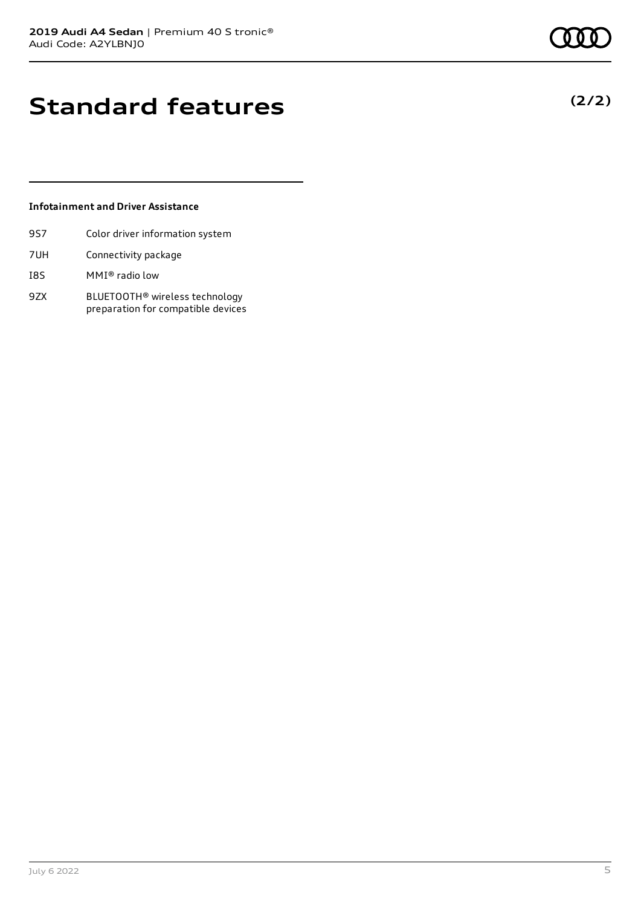# Standard features

**(2/2)**

### Infotainment and Driver Assistance

| | |
|---|---|
| 9S7 | Color driver information system |
| 7UH | Connectivity package |
| I8S | MMI® radio low |
| 9ZX | BLUETOOTH® wireless technology preparation for compatible devices |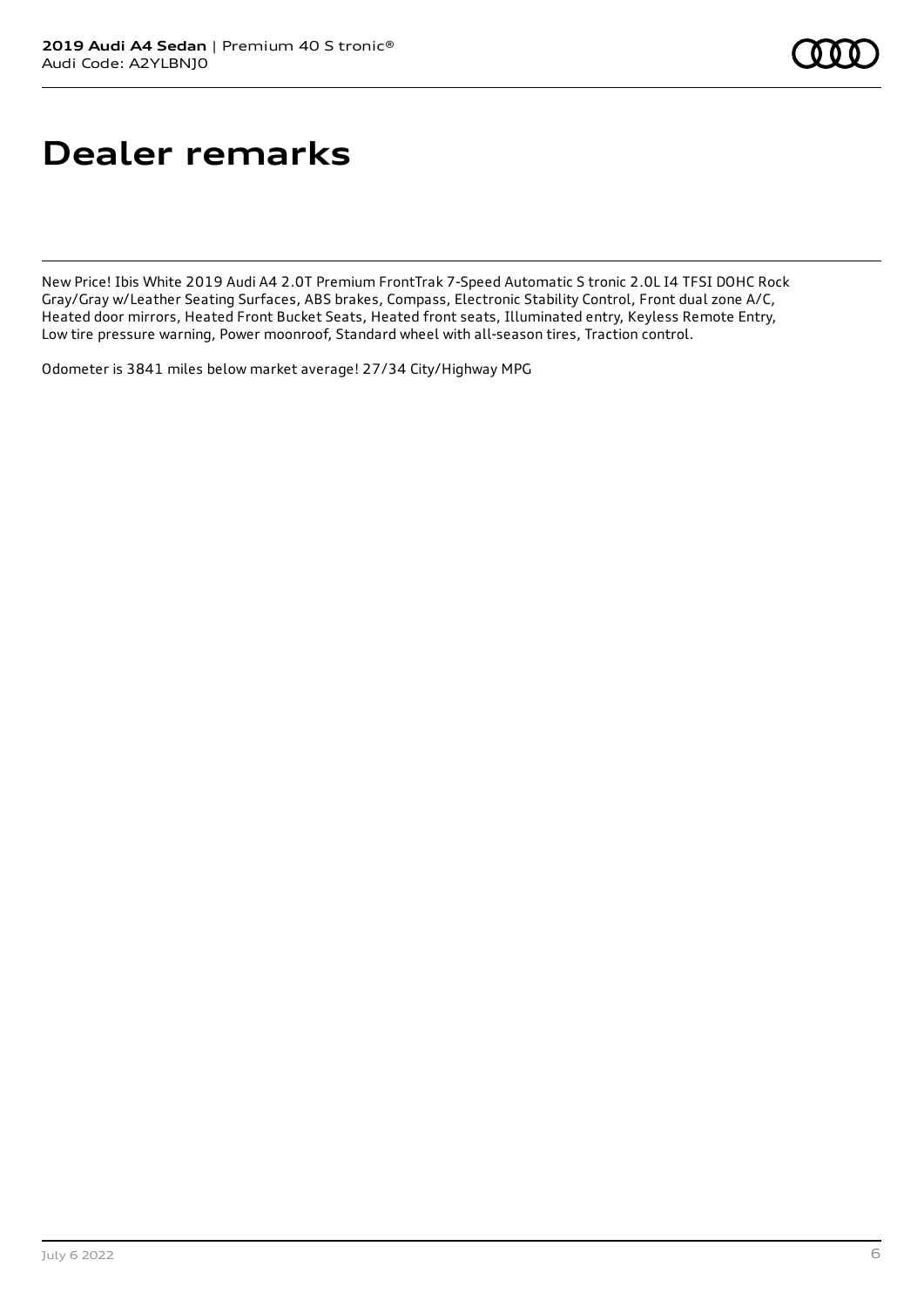# Dealer remarks

New Price! Ibis White 2019 Audi A4 2.0T Premium FrontTrak 7-Speed Automatic S tronic 2.0L I4 TFSI DOHC Rock Gray/Gray w/Leather Seating Surfaces, ABS brakes, Compass, Electronic Stability Control, Front dual zone A/C, Heated door mirrors, Heated Front Bucket Seats, Heated front seats, Illuminated entry, Keyless Remote Entry, Low tire pressure warning, Power moonroof, Standard wheel with all-season tires, Traction control.

Odometer is 3841 miles below market average! 27/34 City/Highway MPG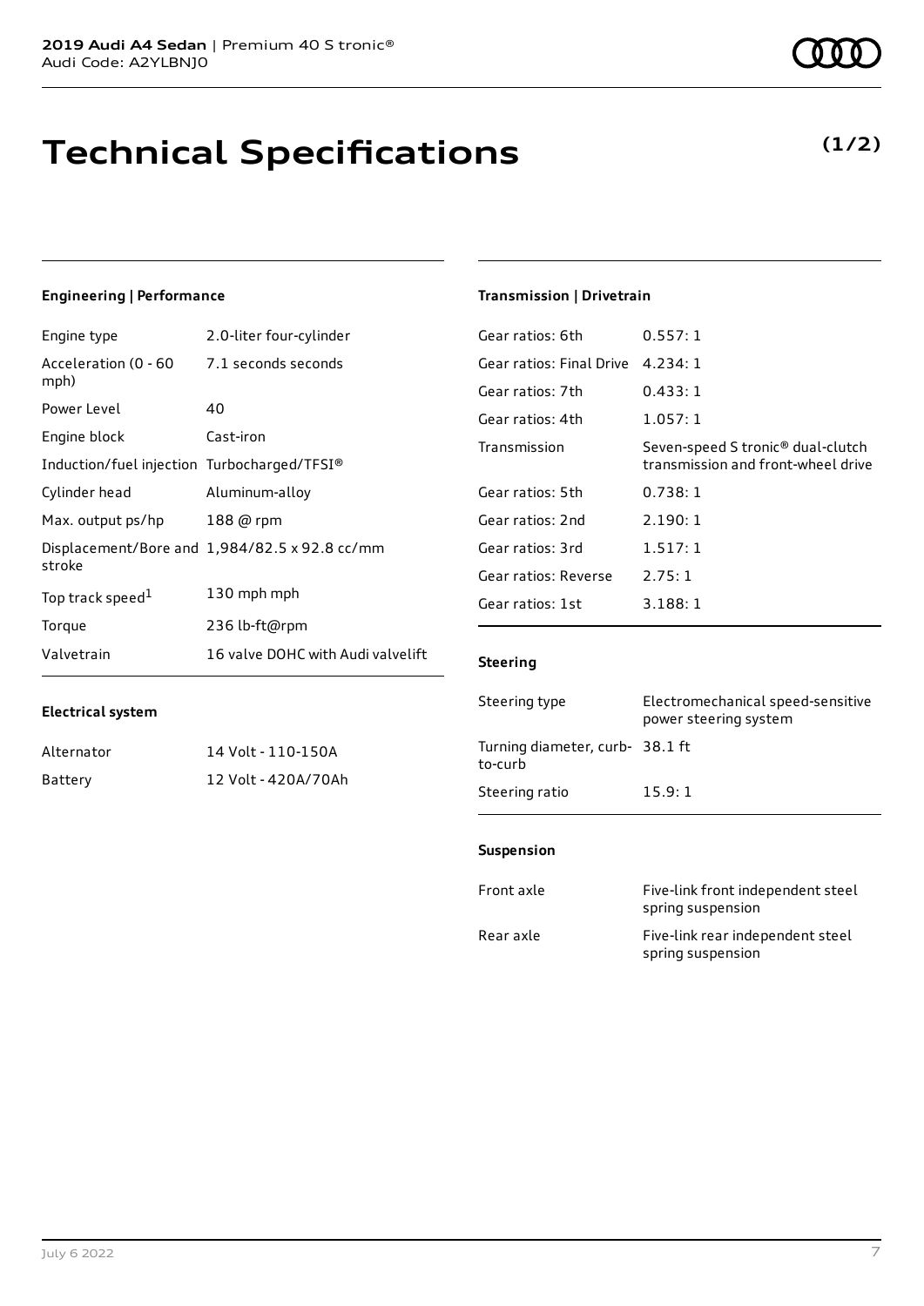# Technical Specifications

**(1/2)**

### Engineering | Performance

| | |
|---|---|
| Engine type | 2.0-liter four-cylinder |
| Acceleration (0 - 60 mph) | 7.1 seconds seconds |
| Power Level | 40 |
| Engine block | Cast-iron |
| Induction/fuel injection | Turbocharged/TFSI® |
| Cylinder head | Aluminum-alloy |
| Max. output ps/hp | 188 @ rpm |
| Displacement/Bore and stroke | 1,984/82.5 x 92.8 cc/mm |
| Top track speed[1] | 130 mph mph |
| Torque | 236 lb-ft@rpm |
| Valvetrain | 16 valve DOHC with Audi valvelift |

### Electrical system

| | |
|---|---|
| Alternator | 14 Volt - 110-150A |
| Battery | 12 Volt - 420A/70Ah |

### Transmission | Drivetrain

| | |
|---|---|
| Gear ratios: 6th | 0.557: 1 |
| Gear ratios: Final Drive | 4.234: 1 |
| Gear ratios: 7th | 0.433: 1 |
| Gear ratios: 4th | 1.057: 1 |
| Transmission | Seven-speed S tronic® dual-clutch transmission and front-wheel drive |
| Gear ratios: 5th | 0.738: 1 |
| Gear ratios: 2nd | 2.190: 1 |
| Gear ratios: 3rd | 1.517: 1 |
| Gear ratios: Reverse | 2.75: 1 |
| Gear ratios: 1st | 3.188: 1 |

### Steering

| | |
|---|---|
| Steering type | Electromechanical speed-sensitive power steering system |
| Turning diameter, curb-to-curb | 38.1 ft |
| Steering ratio | 15.9: 1 |

### Suspension

| | |
|---|---|
| Front axle | Five-link front independent steel spring suspension |
| Rear axle | Five-link rear independent steel spring suspension |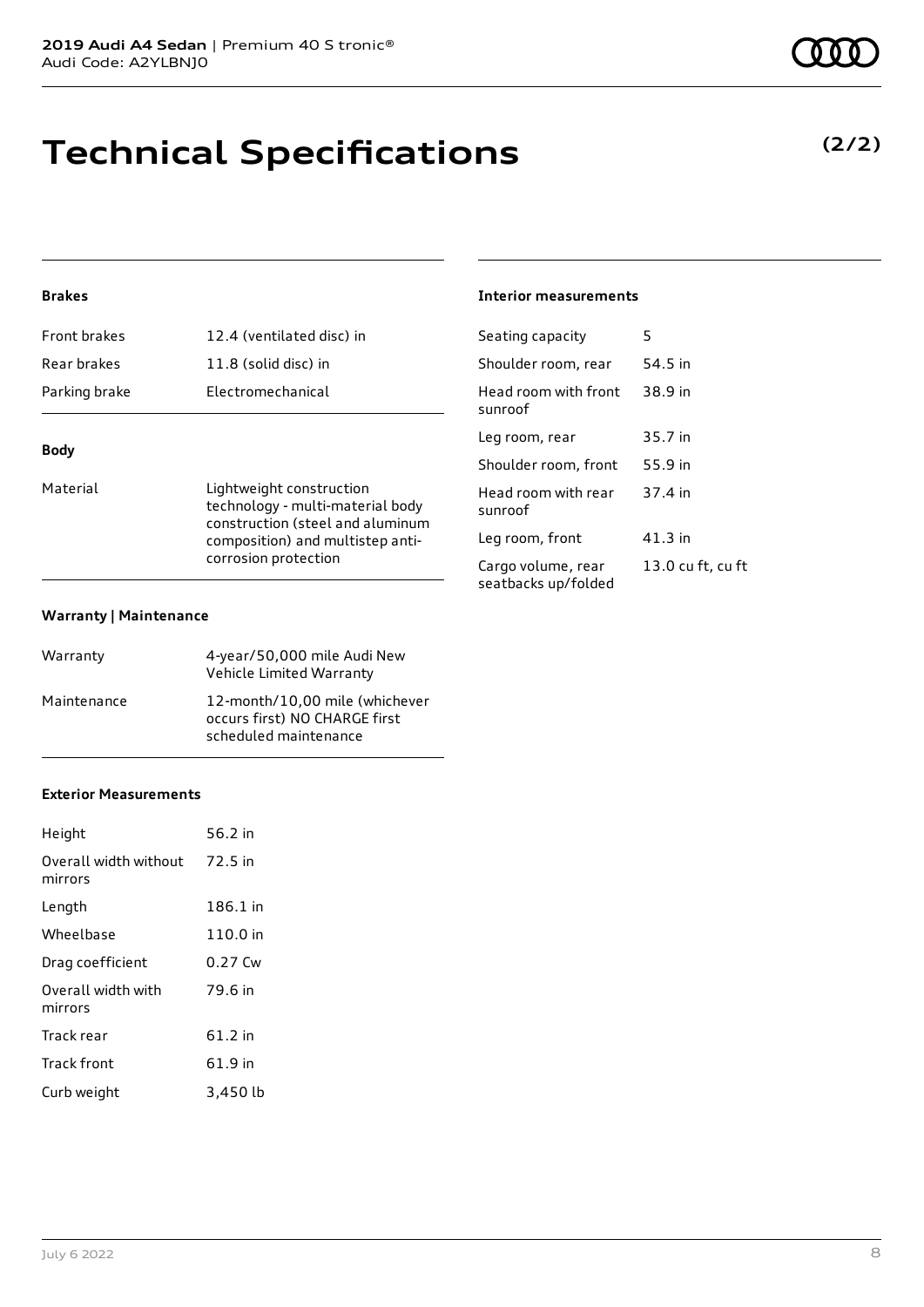# Technical Specifications

**(2/2)**

### Brakes

| | |
|---|---|
| Front brakes | 12.4 (ventilated disc) in |
| Rear brakes | 11.8 (solid disc) in |
| Parking brake | Electromechanical |

### Body

| | |
|---|---|
| Material | Lightweight construction technology - multi-material body construction (steel and aluminum composition) and multistep anti-corrosion protection |

### Warranty | Maintenance

| | |
|---|---|
| Warranty | 4-year/50,000 mile Audi New Vehicle Limited Warranty |
| Maintenance | 12-month/10,00 mile (whichever occurs first) NO CHARGE first scheduled maintenance |

### Exterior Measurements

| | |
|---|---|
| Height | 56.2 in |
| Overall width without mirrors | 72.5 in |
| Length | 186.1 in |
| Wheelbase | 110.0 in |
| Drag coefficient | 0.27 Cw |
| Overall width with mirrors | 79.6 in |
| Track rear | 61.2 in |
| Track front | 61.9 in |
| Curb weight | 3,450 lb |

### Interior measurements

| | |
|---|---|
| Seating capacity | 5 |
| Shoulder room, rear | 54.5 in |
| Head room with front sunroof | 38.9 in |
| Leg room, rear | 35.7 in |
| Shoulder room, front | 55.9 in |
| Head room with rear sunroof | 37.4 in |
| Leg room, front | 41.3 in |
| Cargo volume, rear seatbacks up/folded | 13.0 cu ft, cu ft |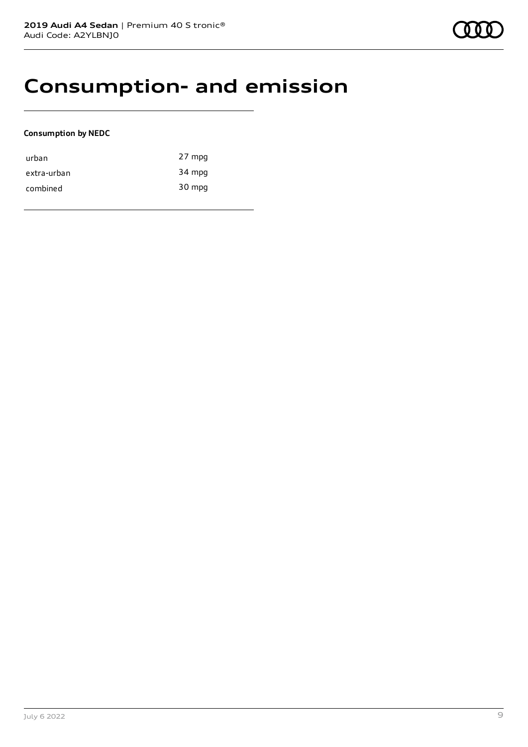# Consumption- and emission

**Consumption by NEDC**

| | |
|---|---|
| urban | 27 mpg |
| extra-urban | 34 mpg |
| combined | 30 mpg |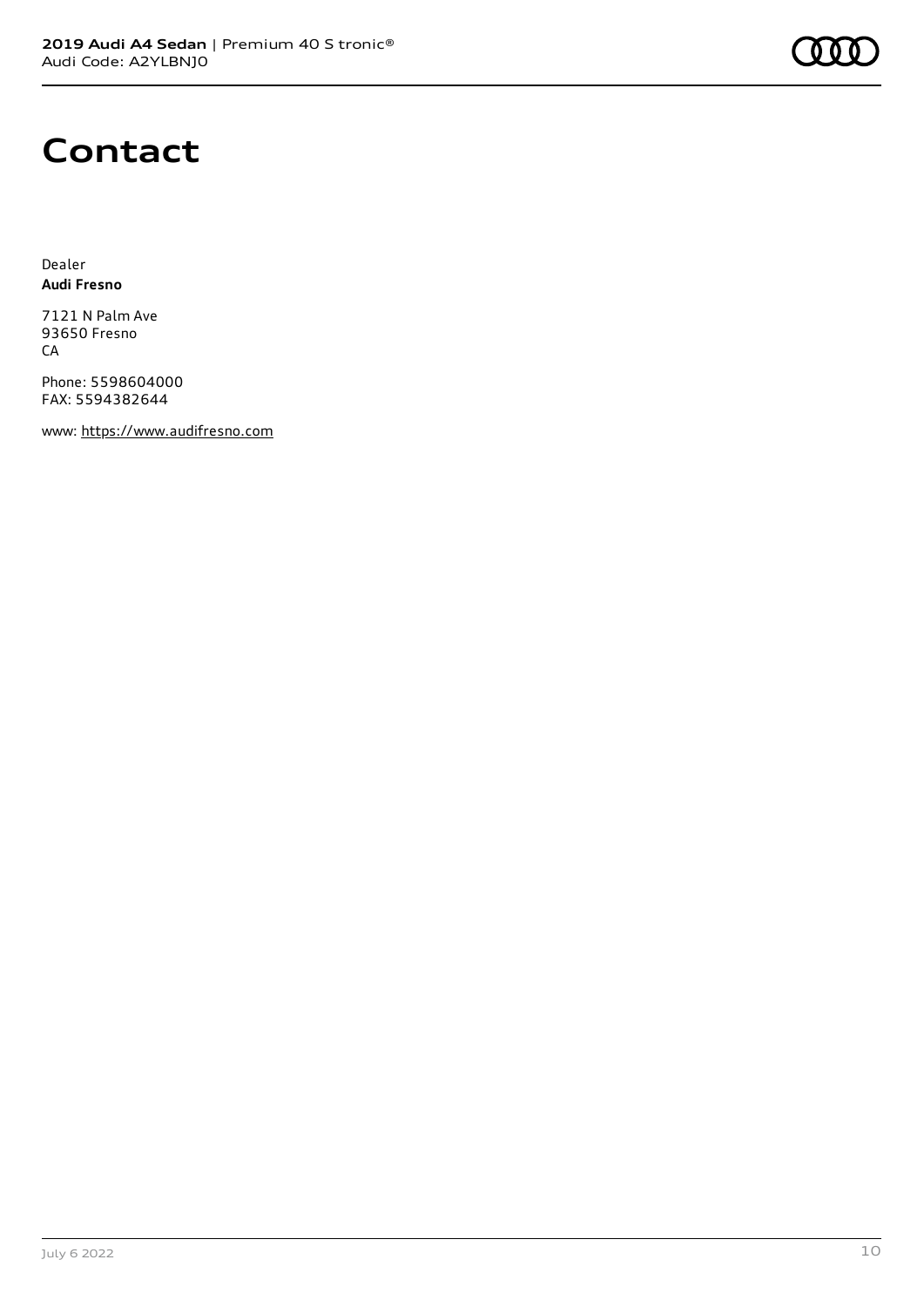# Contact

Dealer
**Audi Fresno**

7121 N Palm Ave
93650 Fresno
CA

Phone: 5598604000
FAX: 5594382644

www: https://www.audifresno.com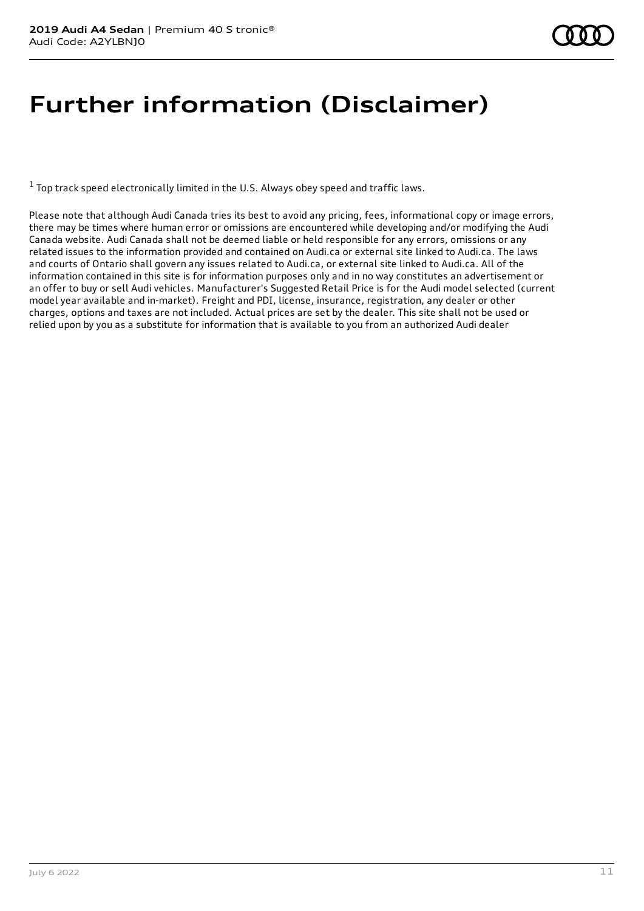# Further information (Disclaimer)

[1] Top track speed electronically limited in the U.S. Always obey speed and traffic laws.

Please note that although Audi Canada tries its best to avoid any pricing, fees, informational copy or image errors, there may be times where human error or omissions are encountered while developing and/or modifying the Audi Canada website. Audi Canada shall not be deemed liable or held responsible for any errors, omissions or any related issues to the information provided and contained on Audi.ca or external site linked to Audi.ca. The laws and courts of Ontario shall govern any issues related to Audi.ca, or external site linked to Audi.ca. All of the information contained in this site is for information purposes only and in no way constitutes an advertisement or an offer to buy or sell Audi vehicles. Manufacturer's Suggested Retail Price is for the Audi model selected (current model year available and in-market). Freight and PDI, license, insurance, registration, any dealer or other charges, options and taxes are not included. Actual prices are set by the dealer. This site shall not be used or relied upon by you as a substitute for information that is available to you from an authorized Audi dealer